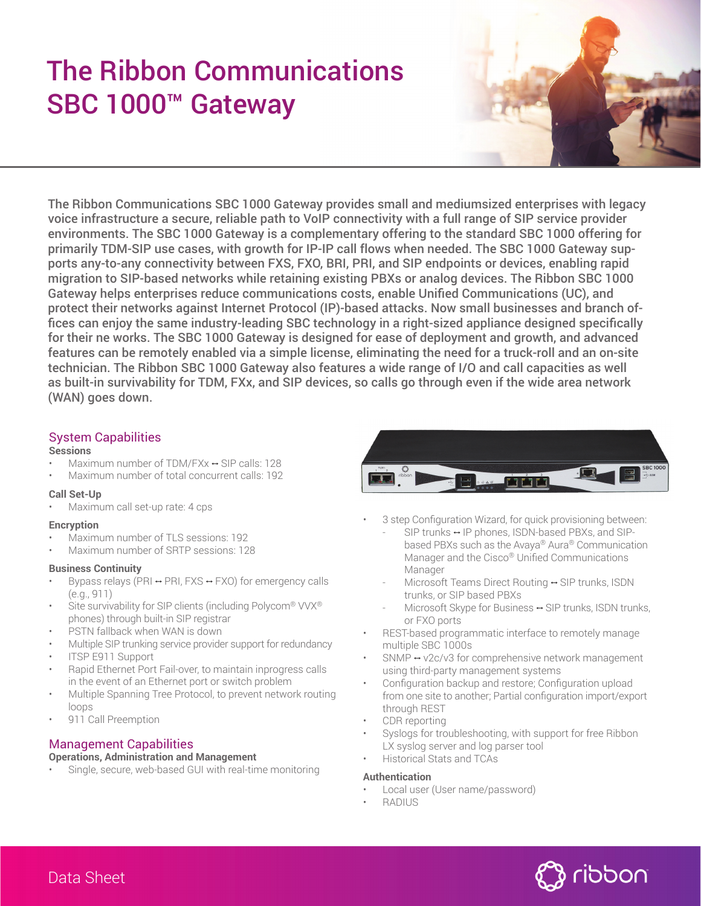# The Ribbon Communications SBC 1000™ Gateway

The Ribbon Communications SBC 1000 Gateway provides small and mediumsized enterprises with legacy voice infrastructure a secure, reliable path to VoIP connectivity with a full range of SIP service provider environments. The SBC 1000 Gateway is a complementary offering to the standard SBC 1000 offering for primarily TDM-SIP use cases, with growth for IP-IP call flows when needed. The SBC 1000 Gateway supports any-to-any connectivity between FXS, FXO, BRI, PRI, and SIP endpoints or devices, enabling rapid migration to SIP-based networks while retaining existing PBXs or analog devices. The Ribbon SBC 1000 Gateway helps enterprises reduce communications costs, enable Unified Communications (UC), and protect their networks against Internet Protocol (IP)-based attacks. Now small businesses and branch offices can enjoy the same industry-leading SBC technology in a right-sized appliance designed specifically for their ne works. The SBC 1000 Gateway is designed for ease of deployment and growth, and advanced features can be remotely enabled via a simple license, eliminating the need for a truck-roll and an on-site technician. The Ribbon SBC 1000 Gateway also features a wide range of I/O and call capacities as well as built-in survivability for TDM, FXx, and SIP devices, so calls go through even if the wide area network (WAN) goes down.

## System Capabilities

### Sessions

- Maximum number of TDM/FXx ↔ SIP calls: 128
- Maximum number of total concurrent calls: 192

### Call Set-Up

- Maximum call set-up rate: 4 cps

### Encryption

- Maximum number of TLS sessions: 192
- Maximum number of SRTP sessions: 128

### Business Continuity

- Bypass relays (PRI ↔ PRI, FXS ↔ FXO) for emergency calls (e.g., 911)
- Site survivability for SIP clients (including Polycom® VVX® phones) through built-in SIP registrar
- PSTN fallback when WAN is down
- Multiple SIP trunking service provider support for redundancy
- ITSP E911 Support
- Rapid Ethernet Port Fail-over, to maintain inprogress calls in the event of an Ethernet port or switch problem
- Multiple Spanning Tree Protocol, to prevent network routing loops
- 911 Call Preemption

## Management Capabilities

### Operations, Administration and Management

- Single, secure, web-based GUI with real-time monitoring
- 3 step Configuration Wizard, for quick provisioning between:
  - SIP trunks ↔ IP phones, ISDN-based PBXs, and SIP-based PBXs such as the Avaya® Aura® Communication Manager and the Cisco® Unified Communications Manager
  - Microsoft Teams Direct Routing ↔ SIP trunks, ISDN trunks, or SIP based PBXs
  - Microsoft Skype for Business ↔ SIP trunks, ISDN trunks, or FXO ports
- REST-based programmatic interface to remotely manage multiple SBC 1000s
- SNMP ↔ v2c/v3 for comprehensive network management using third-party management systems
- Configuration backup and restore; Configuration upload from one site to another; Partial configuration import/export through REST
- CDR reporting
- Syslogs for troubleshooting, with support for free Ribbon LX syslog server and log parser tool
- Historical Stats and TCAs

### Authentication

- Local user (User name/password)
- RADIUS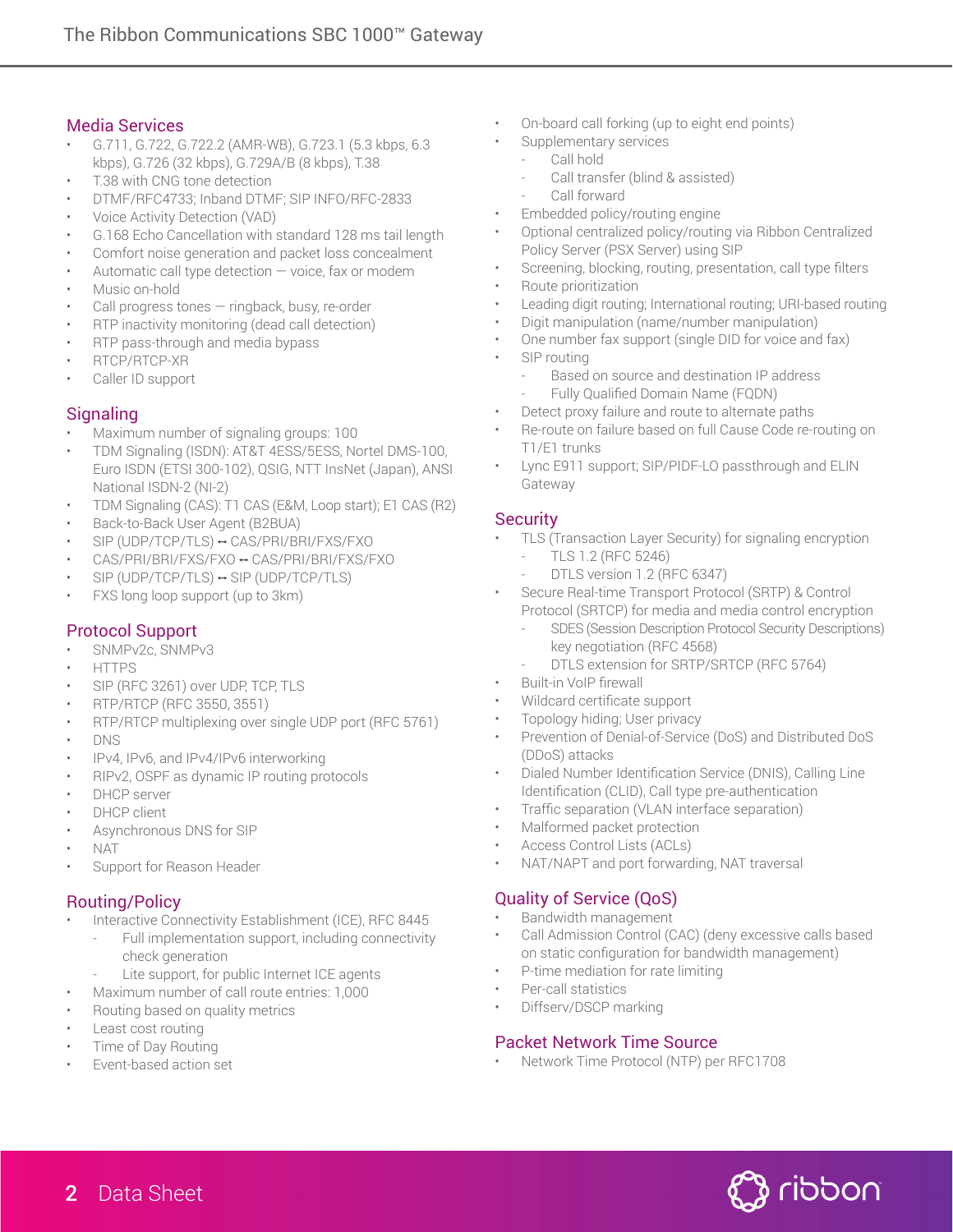## Media Services

- G.711, G.722, G.722.2 (AMR-WB), G.723.1 (5.3 kbps, 6.3 kbps), G.726 (32 kbps), G.729A/B (8 kbps), T.38
- T.38 with CNG tone detection
- DTMF/RFC4733; Inband DTMF; SIP INFO/RFC-2833
- Voice Activity Detection (VAD)
- G.168 Echo Cancellation with standard 128 ms tail length
- Comfort noise generation and packet loss concealment
- Automatic call type detection — voice, fax or modem
- Music on-hold
- Call progress tones — ringback, busy, re-order
- RTP inactivity monitoring (dead call detection)
- RTP pass-through and media bypass
- RTCP/RTCP-XR
- Caller ID support

## Signaling

- Maximum number of signaling groups: 100
- TDM Signaling (ISDN): AT&T 4ESS/5ESS, Nortel DMS-100, Euro ISDN (ETSI 300-102), QSIG, NTT InsNet (Japan), ANSI National ISDN-2 (NI-2)
- TDM Signaling (CAS): T1 CAS (E&M, Loop start); E1 CAS (R2)
- Back-to-Back User Agent (B2BUA)
- SIP (UDP/TCP/TLS) ↔ CAS/PRI/BRI/FXS/FXO
- CAS/PRI/BRI/FXS/FXO ↔ CAS/PRI/BRI/FXS/FXO
- SIP (UDP/TCP/TLS) ↔ SIP (UDP/TCP/TLS)
- FXS long loop support (up to 3km)

## Protocol Support

- SNMPv2c, SNMPv3
- HTTPS
- SIP (RFC 3261) over UDP, TCP, TLS
- RTP/RTCP (RFC 3550, 3551)
- RTP/RTCP multiplexing over single UDP port (RFC 5761)
- DNS
- IPv4, IPv6, and IPv4/IPv6 interworking
- RIPv2, OSPF as dynamic IP routing protocols
- DHCP server
- DHCP client
- Asynchronous DNS for SIP
- NAT
- Support for Reason Header

## Routing/Policy

- Interactive Connectivity Establishment (ICE), RFC 8445
  - Full implementation support, including connectivity check generation
  - Lite support, for public Internet ICE agents
- Maximum number of call route entries: 1,000
- Routing based on quality metrics
- Least cost routing
- Time of Day Routing
- Event-based action set
- On-board call forking (up to eight end points)
- Supplementary services
  - Call hold
  - Call transfer (blind & assisted)
  - Call forward
- Embedded policy/routing engine
- Optional centralized policy/routing via Ribbon Centralized Policy Server (PSX Server) using SIP
- Screening, blocking, routing, presentation, call type filters
- Route prioritization
- Leading digit routing; International routing; URI-based routing
- Digit manipulation (name/number manipulation)
- One number fax support (single DID for voice and fax)
- SIP routing
  - Based on source and destination IP address
  - Fully Qualified Domain Name (FQDN)
- Detect proxy failure and route to alternate paths
- Re-route on failure based on full Cause Code re-routing on T1/E1 trunks
- Lync E911 support; SIP/PIDF-LO passthrough and ELIN Gateway

## Security

- TLS (Transaction Layer Security) for signaling encryption
  - TLS 1.2 (RFC 5246)
  - DTLS version 1.2 (RFC 6347)
- Secure Real-time Transport Protocol (SRTP) & Control Protocol (SRTCP) for media and media control encryption
  - SDES (Session Description Protocol Security Descriptions) key negotiation (RFC 4568)
  - DTLS extension for SRTP/SRTCP (RFC 5764)
- Built-in VoIP firewall
- Wildcard certificate support
- Topology hiding; User privacy
- Prevention of Denial-of-Service (DoS) and Distributed DoS (DDoS) attacks
- Dialed Number Identification Service (DNIS), Calling Line Identification (CLID), Call type pre-authentication
- Traffic separation (VLAN interface separation)
- Malformed packet protection
- Access Control Lists (ACLs)
- NAT/NAPT and port forwarding, NAT traversal

## Quality of Service (QoS)

- Bandwidth management
- Call Admission Control (CAC) (deny excessive calls based on static configuration for bandwidth management)
- P-time mediation for rate limiting
- Per-call statistics
- Diffserv/DSCP marking

## Packet Network Time Source

- Network Time Protocol (NTP) per RFC1708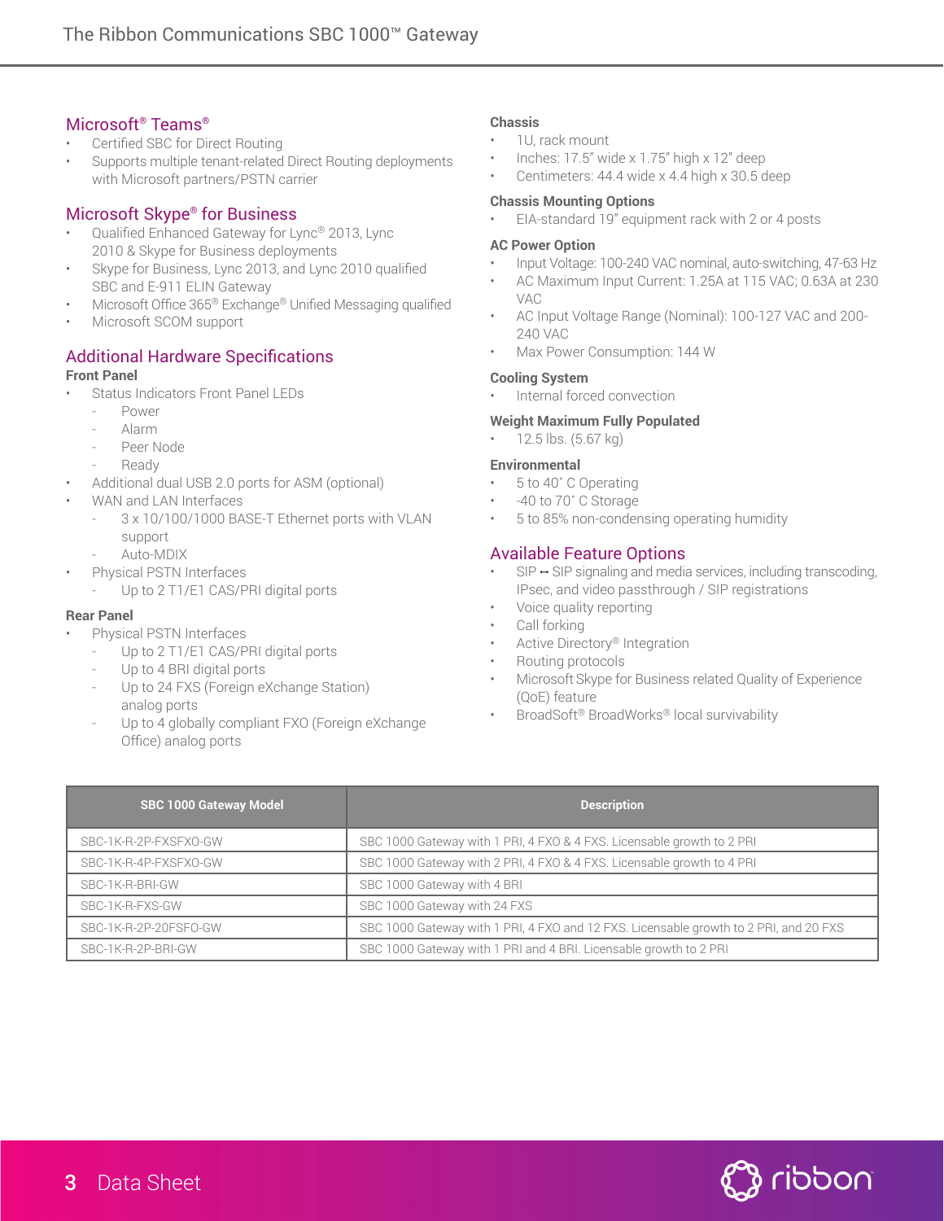## Microsoft® Teams®

- Certified SBC for Direct Routing
- Supports multiple tenant-related Direct Routing deployments with Microsoft partners/PSTN carrier

## Microsoft Skype® for Business

- Qualified Enhanced Gateway for Lync® 2013, Lync 2010 & Skype for Business deployments
- Skype for Business, Lync 2013, and Lync 2010 qualified SBC and E-911 ELIN Gateway
- Microsoft Office 365® Exchange® Unified Messaging qualified
- Microsoft SCOM support

## Additional Hardware Specifications

### Front Panel

- Status Indicators Front Panel LEDs
  - Power
  - Alarm
  - Peer Node
  - Ready
- Additional dual USB 2.0 ports for ASM (optional)
- WAN and LAN Interfaces
  - 3 x 10/100/1000 BASE-T Ethernet ports with VLAN support
  - Auto-MDIX
- Physical PSTN Interfaces
  - Up to 2 T1/E1 CAS/PRI digital ports

### Rear Panel

- Physical PSTN Interfaces
  - Up to 2 T1/E1 CAS/PRI digital ports
  - Up to 4 BRI digital ports
  - Up to 24 FXS (Foreign eXchange Station) analog ports
  - Up to 4 globally compliant FXO (Foreign eXchange Office) analog ports

### Chassis

- 1U, rack mount
- Inches: 17.5" wide x 1.75" high x 12" deep
- Centimeters: 44.4 wide x 4.4 high x 30.5 deep

### Chassis Mounting Options

- EIA-standard 19" equipment rack with 2 or 4 posts

### AC Power Option

- Input Voltage: 100-240 VAC nominal, auto-switching, 47-63 Hz
- AC Maximum Input Current: 1.25A at 115 VAC; 0.63A at 230 VAC
- AC Input Voltage Range (Nominal): 100-127 VAC and 200-240 VAC
- Max Power Consumption: 144 W

### Cooling System

- Internal forced convection

### Weight Maximum Fully Populated

- 12.5 lbs. (5.67 kg)

### Environmental

- 5 to 40° C Operating
- -40 to 70° C Storage
- 5 to 85% non-condensing operating humidity

## Available Feature Options

- SIP ↔ SIP signaling and media services, including transcoding, IPsec, and video passthrough / SIP registrations
- Voice quality reporting
- Call forking
- Active Directory® Integration
- Routing protocols
- Microsoft Skype for Business related Quality of Experience (QoE) feature
- BroadSoft® BroadWorks® local survivability

| SBC 1000 Gateway Model | Description |
|---|---|
| SBC-1K-R-2P-FXSFXO-GW | SBC 1000 Gateway with 1 PRI, 4 FXO & 4 FXS. Licensable growth to 2 PRI |
| SBC-1K-R-4P-FXSFXO-GW | SBC 1000 Gateway with 2 PRI, 4 FXO & 4 FXS. Licensable growth to 4 PRI |
| SBC-1K-R-BRI-GW | SBC 1000 Gateway with 4 BRI |
| SBC-1K-R-FXS-GW | SBC 1000 Gateway with 24 FXS |
| SBC-1K-R-2P-20FSFO-GW | SBC 1000 Gateway with 1 PRI, 4 FXO and 12 FXS. Licensable growth to 2 PRI, and 20 FXS |
| SBC-1K-R-2P-BRI-GW | SBC 1000 Gateway with 1 PRI and 4 BRI. Licensable growth to 2 PRI |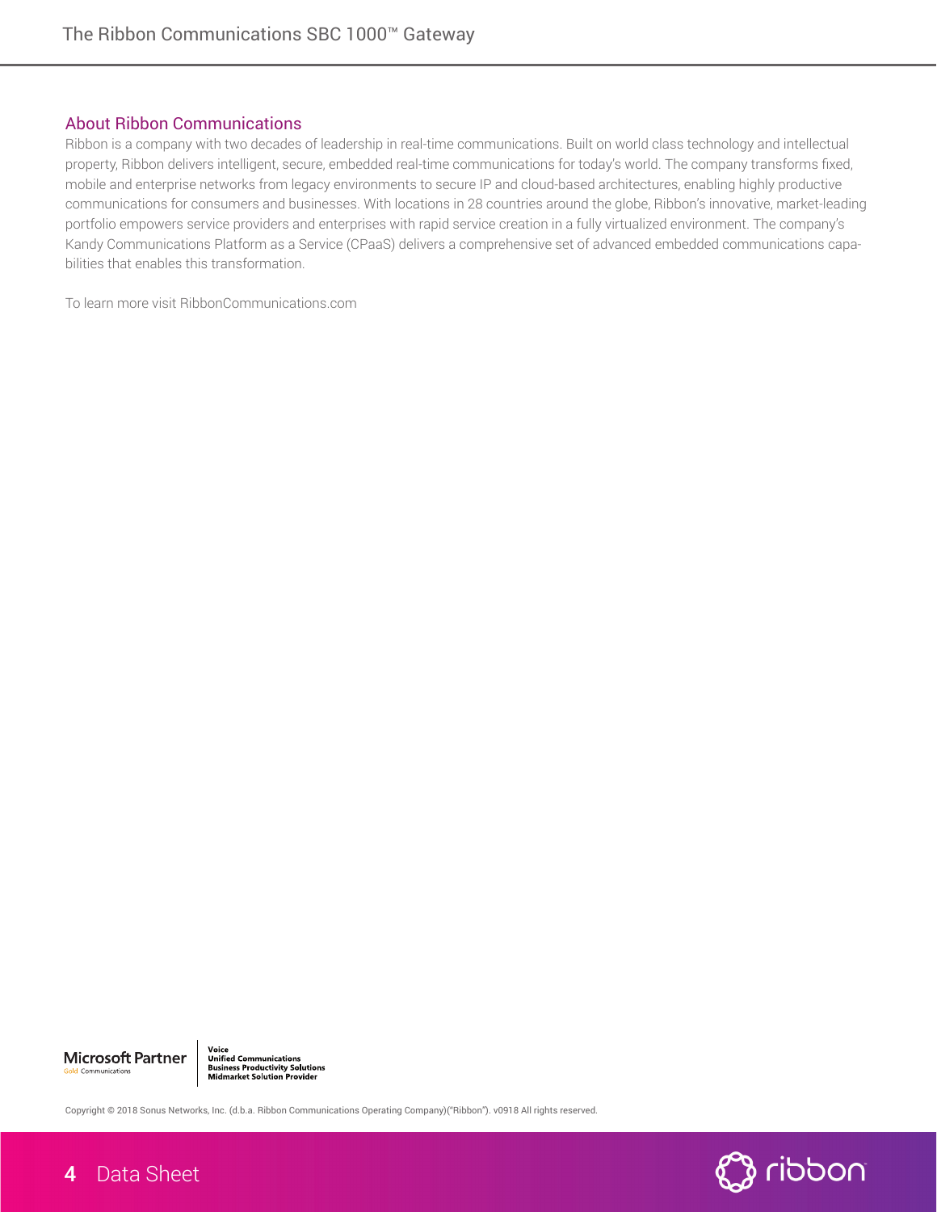## About Ribbon Communications

Ribbon is a company with two decades of leadership in real-time communications. Built on world class technology and intellectual property, Ribbon delivers intelligent, secure, embedded real-time communications for today's world. The company transforms fixed, mobile and enterprise networks from legacy environments to secure IP and cloud-based architectures, enabling highly productive communications for consumers and businesses. With locations in 28 countries around the globe, Ribbon's innovative, market-leading portfolio empowers service providers and enterprises with rapid service creation in a fully virtualized environment. The company's Kandy Communications Platform as a Service (CPaaS) delivers a comprehensive set of advanced embedded communications capabilities that enables this transformation.

To learn more visit RibbonCommunications.com

**Microsoft Partner**
Gold Communications

**Voice**
**Unified Communications**
**Business Productivity Solutions**
**Midmarket Solution Provider**

Copyright © 2018 Sonus Networks, Inc. (d.b.a. Ribbon Communications Operating Company)("Ribbon"). v0918 All rights reserved.